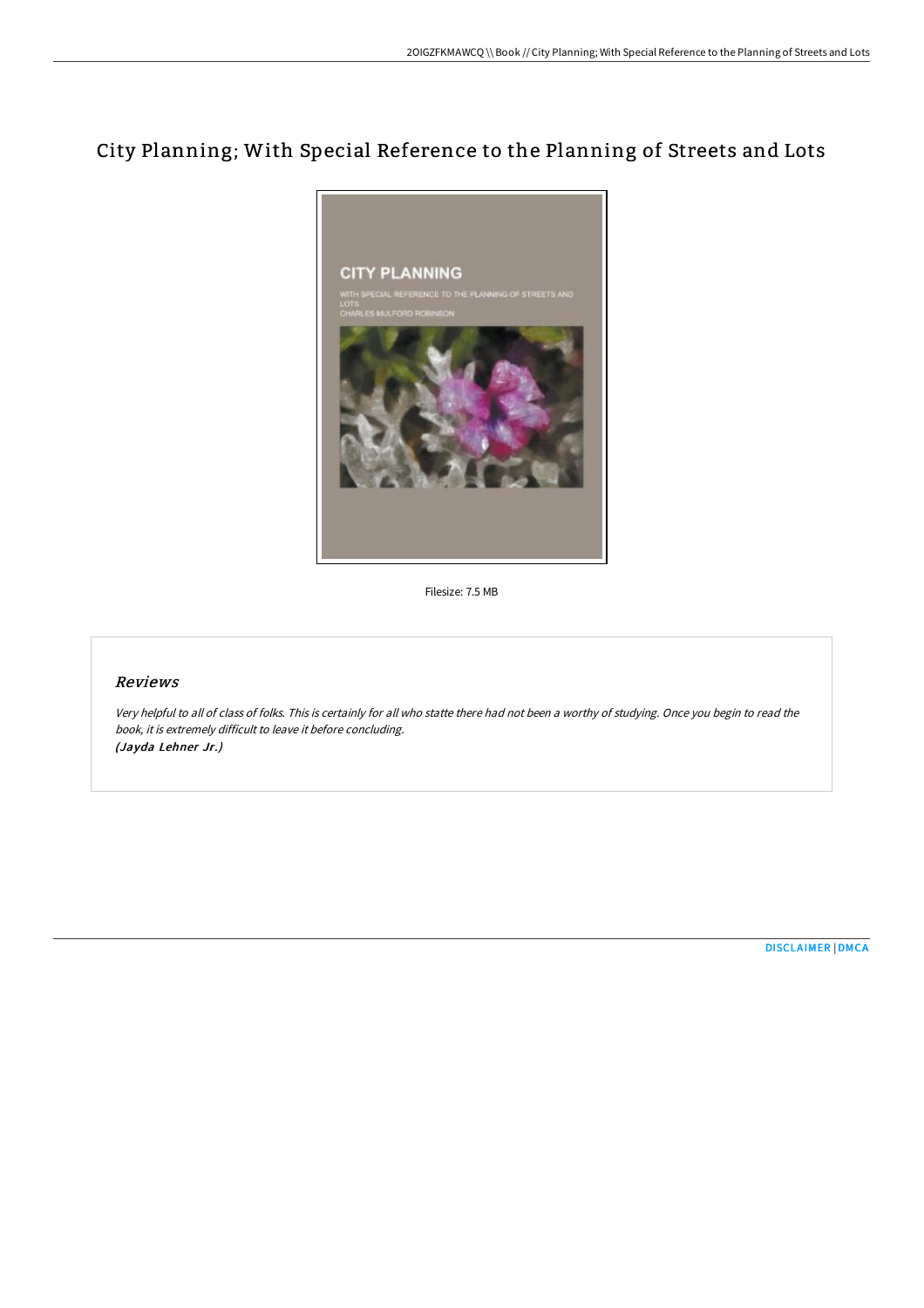# City Planning; With Special Reference to the Planning of Streets and Lots

Filesize: 7.5 MB

## *Reviews*

*Very helpful to all of class of folks. This is certainly for all who statte there had not been a worthy of studying. Once you begin to read the book, it is extremely difficult to leave it before concluding.*
*(Jayda Lehner Jr.)*

DISCLAIMER | DMCA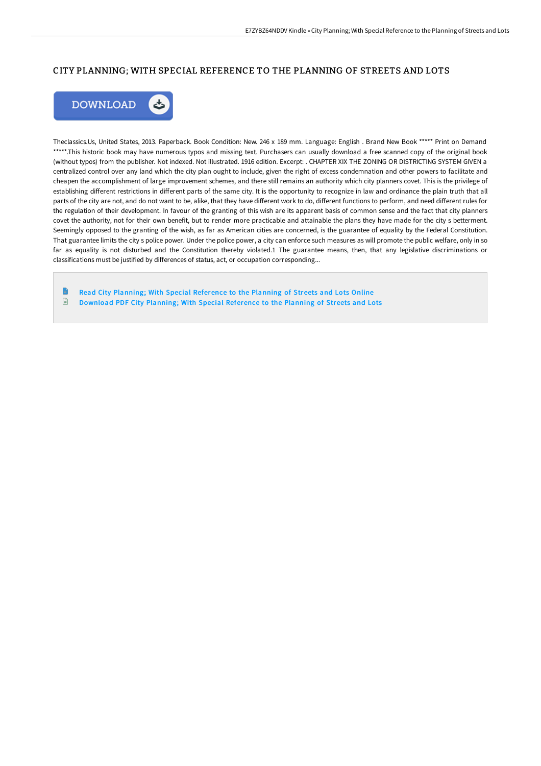# CITY PLANNING; WITH SPECIAL REFERENCE TO THE PLANNING OF STREETS AND LOTS

Theclassics.Us, United States, 2013. Paperback. Book Condition: New. 246 x 189 mm. Language: English . Brand New Book ***** Print on Demand *****.This historic book may have numerous typos and missing text. Purchasers can usually download a free scanned copy of the original book (without typos) from the publisher. Not indexed. Not illustrated. 1916 edition. Excerpt: . CHAPTER XIX THE ZONING OR DISTRICTING SYSTEM GIVEN a centralized control over any land which the city plan ought to include, given the right of excess condemnation and other powers to facilitate and cheapen the accomplishment of large improvement schemes, and there still remains an authority which city planners covet. This is the privilege of establishing different restrictions in different parts of the same city. It is the opportunity to recognize in law and ordinance the plain truth that all parts of the city are not, and do not want to be, alike, that they have different work to do, different functions to perform, and need different rules for the regulation of their development. In favour of the granting of this wish are its apparent basis of common sense and the fact that city planners covet the authority, not for their own benefit, but to render more practicable and attainable the plans they have made for the city s betterment. Seemingly opposed to the granting of the wish, as far as American cities are concerned, is the guarantee of equality by the Federal Constitution. That guarantee limits the city s police power. Under the police power, a city can enforce such measures as will promote the public welfare, only in so far as equality is not disturbed and the Constitution thereby violated.1 The guarantee means, then, that any legislative discriminations or classifications must be justified by differences of status, act, or occupation corresponding...

- Read City Planning; With Special Reference to the Planning of Streets and Lots Online
- Download PDF City Planning; With Special Reference to the Planning of Streets and Lots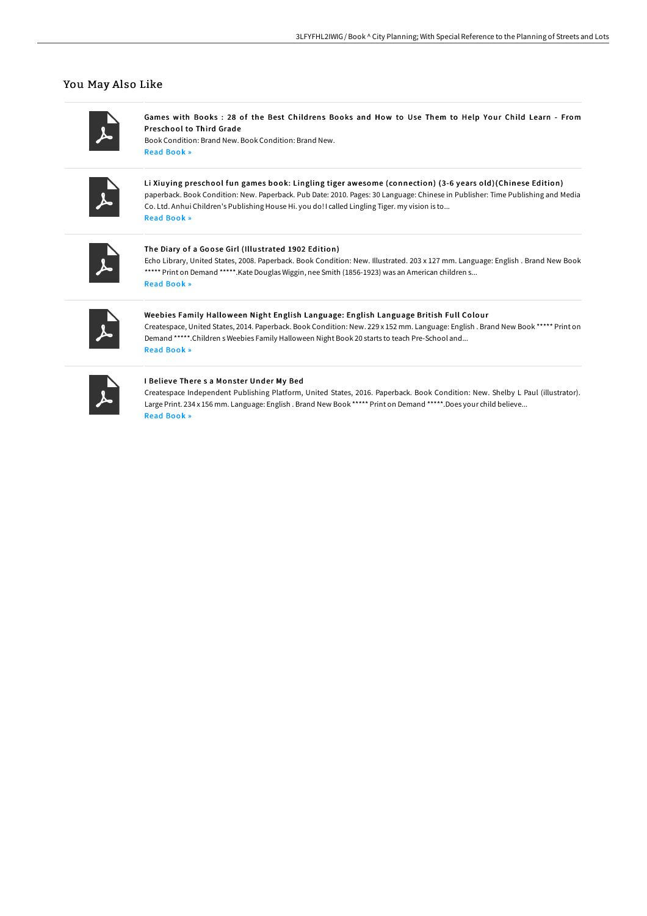## You May Also Like

**Games with Books : 28 of the Best Childrens Books and How to Use Them to Help Your Child Learn - From Preschool to Third Grade**

Book Condition: Brand New. Book Condition: Brand New.

Read Book »

**Li Xiuying preschool fun games book: Lingling tiger awesome (connection) (3-6 years old)(Chinese Edition)**

paperback. Book Condition: New. Paperback. Pub Date: 2010. Pages: 30 Language: Chinese in Publisher: Time Publishing and Media Co. Ltd. Anhui Children's Publishing House Hi. you do! I called Lingling Tiger. my vision is to...

Read Book »

**The Diary of a Goose Girl (Illustrated 1902 Edition)**

Echo Library, United States, 2008. Paperback. Book Condition: New. Illustrated. 203 x 127 mm. Language: English . Brand New Book ***** Print on Demand *****.Kate Douglas Wiggin, nee Smith (1856-1923) was an American children s...

Read Book »

**Weebies Family Halloween Night English Language: English Language British Full Colour**

Createspace, United States, 2014. Paperback. Book Condition: New. 229 x 152 mm. Language: English . Brand New Book ***** Print on Demand *****.Children s Weebies Family Halloween Night Book 20 starts to teach Pre-School and...

Read Book »

**I Believe There s a Monster Under My Bed**

Createspace Independent Publishing Platform, United States, 2016. Paperback. Book Condition: New. Shelby L Paul (illustrator). Large Print. 234 x 156 mm. Language: English . Brand New Book ***** Print on Demand *****.Does your child believe...

Read Book »